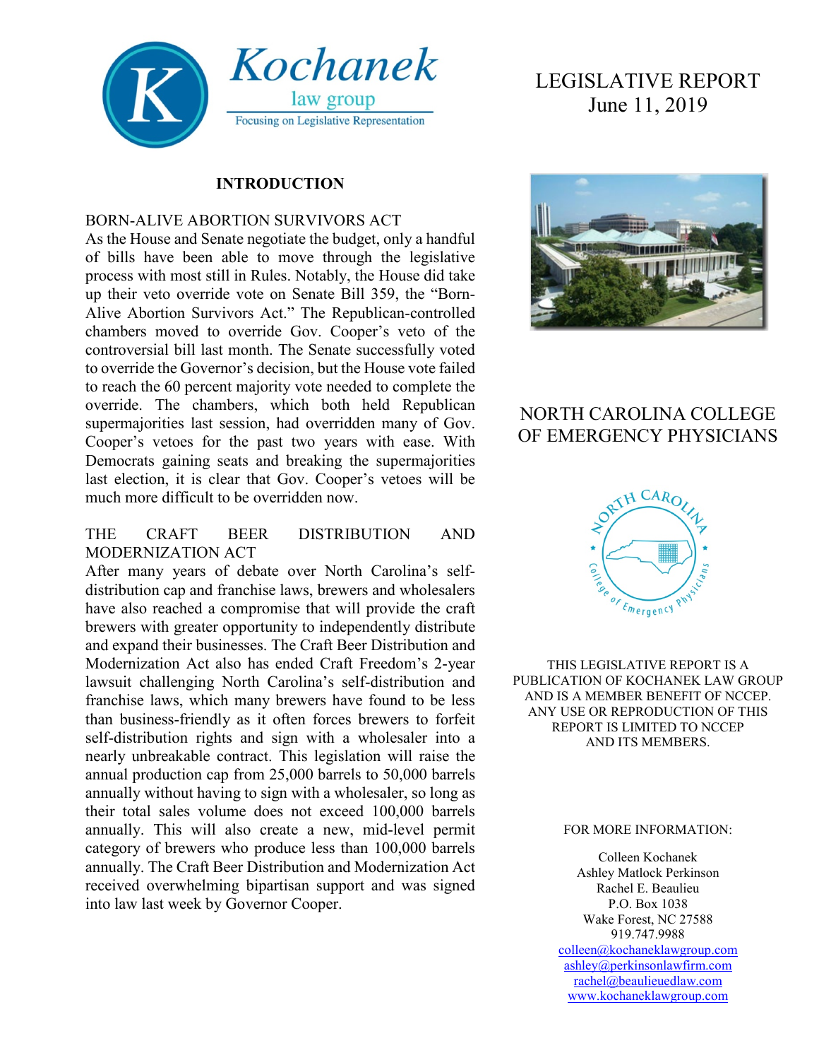Kochanek law group
Focusing on Legislative Representation

# LEGISLATIVE REPORT
June 11, 2019

## NORTH CAROLINA COLLEGE OF EMERGENCY PHYSICIANS

THIS LEGISLATIVE REPORT IS A PUBLICATION OF KOCHANEK LAW GROUP AND IS A MEMBER BENEFIT OF NCCEP. ANY USE OR REPRODUCTION OF THIS REPORT IS LIMITED TO NCCEP AND ITS MEMBERS.

FOR MORE INFORMATION:

Colleen Kochanek
Ashley Matlock Perkinson
Rachel E. Beaulieu
P.O. Box 1038
Wake Forest, NC 27588
919.747.9988
colleen@kochaneklawgroup.com
ashley@perkinsonlawfirm.com
rachel@beaulieuedlaw.com
www.kochaneklawgroup.com

## INTRODUCTION

### BORN-ALIVE ABORTION SURVIVORS ACT

As the House and Senate negotiate the budget, only a handful of bills have been able to move through the legislative process with most still in Rules. Notably, the House did take up their veto override vote on Senate Bill 359, the "Born-Alive Abortion Survivors Act." The Republican-controlled chambers moved to override Gov. Cooper's veto of the controversial bill last month. The Senate successfully voted to override the Governor's decision, but the House vote failed to reach the 60 percent majority vote needed to complete the override. The chambers, which both held Republican supermajorities last session, had overridden many of Gov. Cooper's vetoes for the past two years with ease. With Democrats gaining seats and breaking the supermajorities last election, it is clear that Gov. Cooper's vetoes will be much more difficult to be overridden now.

### THE CRAFT BEER DISTRIBUTION AND MODERNIZATION ACT

After many years of debate over North Carolina's self-distribution cap and franchise laws, brewers and wholesalers have also reached a compromise that will provide the craft brewers with greater opportunity to independently distribute and expand their businesses. The Craft Beer Distribution and Modernization Act also has ended Craft Freedom's 2-year lawsuit challenging North Carolina's self-distribution and franchise laws, which many brewers have found to be less than business-friendly as it often forces brewers to forfeit self-distribution rights and sign with a wholesaler into a nearly unbreakable contract. This legislation will raise the annual production cap from 25,000 barrels to 50,000 barrels annually without having to sign with a wholesaler, so long as their total sales volume does not exceed 100,000 barrels annually. This will also create a new, mid-level permit category of brewers who produce less than 100,000 barrels annually. The Craft Beer Distribution and Modernization Act received overwhelming bipartisan support and was signed into law last week by Governor Cooper.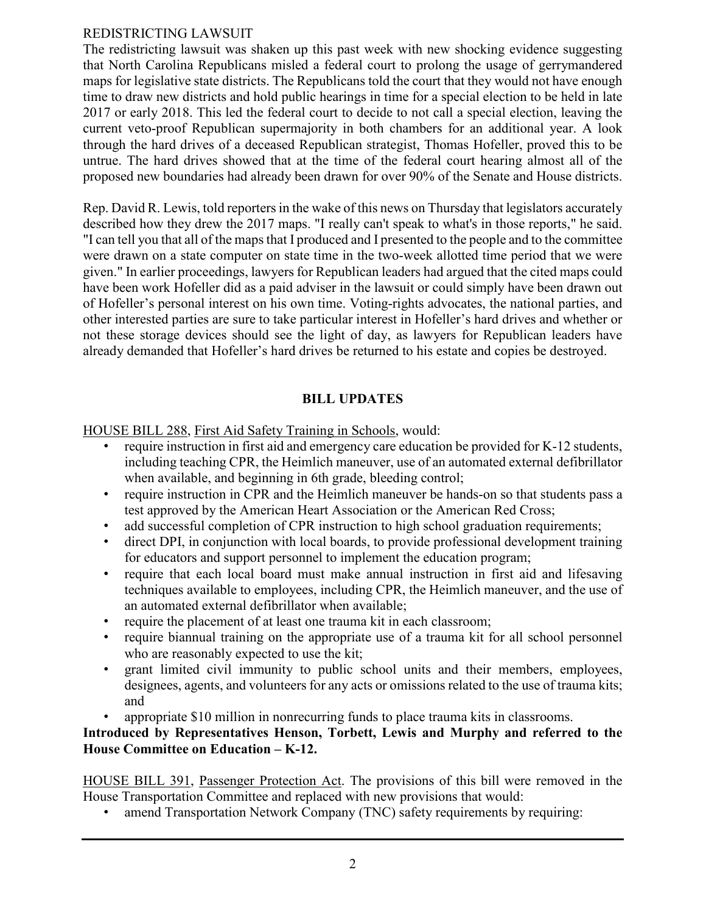## REDISTRICTING LAWSUIT

The redistricting lawsuit was shaken up this past week with new shocking evidence suggesting that North Carolina Republicans misled a federal court to prolong the usage of gerrymandered maps for legislative state districts. The Republicans told the court that they would not have enough time to draw new districts and hold public hearings in time for a special election to be held in late 2017 or early 2018. This led the federal court to decide to not call a special election, leaving the current veto-proof Republican supermajority in both chambers for an additional year. A look through the hard drives of a deceased Republican strategist, Thomas Hofeller, proved this to be untrue. The hard drives showed that at the time of the federal court hearing almost all of the proposed new boundaries had already been drawn for over 90% of the Senate and House districts.

Rep. David R. Lewis, told reporters in the wake of this news on Thursday that legislators accurately described how they drew the 2017 maps. "I really can't speak to what's in those reports," he said. "I can tell you that all of the maps that I produced and I presented to the people and to the committee were drawn on a state computer on state time in the two-week allotted time period that we were given." In earlier proceedings, lawyers for Republican leaders had argued that the cited maps could have been work Hofeller did as a paid adviser in the lawsuit or could simply have been drawn out of Hofeller's personal interest on his own time. Voting-rights advocates, the national parties, and other interested parties are sure to take particular interest in Hofeller's hard drives and whether or not these storage devices should see the light of day, as lawyers for Republican leaders have already demanded that Hofeller's hard drives be returned to his estate and copies be destroyed.

## BILL UPDATES

HOUSE BILL 288, First Aid Safety Training in Schools, would:

- require instruction in first aid and emergency care education be provided for K-12 students, including teaching CPR, the Heimlich maneuver, use of an automated external defibrillator when available, and beginning in 6th grade, bleeding control;
- require instruction in CPR and the Heimlich maneuver be hands-on so that students pass a test approved by the American Heart Association or the American Red Cross;
- add successful completion of CPR instruction to high school graduation requirements;
- direct DPI, in conjunction with local boards, to provide professional development training for educators and support personnel to implement the education program;
- require that each local board must make annual instruction in first aid and lifesaving techniques available to employees, including CPR, the Heimlich maneuver, and the use of an automated external defibrillator when available;
- require the placement of at least one trauma kit in each classroom;
- require biannual training on the appropriate use of a trauma kit for all school personnel who are reasonably expected to use the kit;
- grant limited civil immunity to public school units and their members, employees, designees, agents, and volunteers for any acts or omissions related to the use of trauma kits; and
- appropriate $10 million in nonrecurring funds to place trauma kits in classrooms.

**Introduced by Representatives Henson, Torbett, Lewis and Murphy and referred to the House Committee on Education – K-12.**

HOUSE BILL 391, Passenger Protection Act. The provisions of this bill were removed in the House Transportation Committee and replaced with new provisions that would:

- amend Transportation Network Company (TNC) safety requirements by requiring: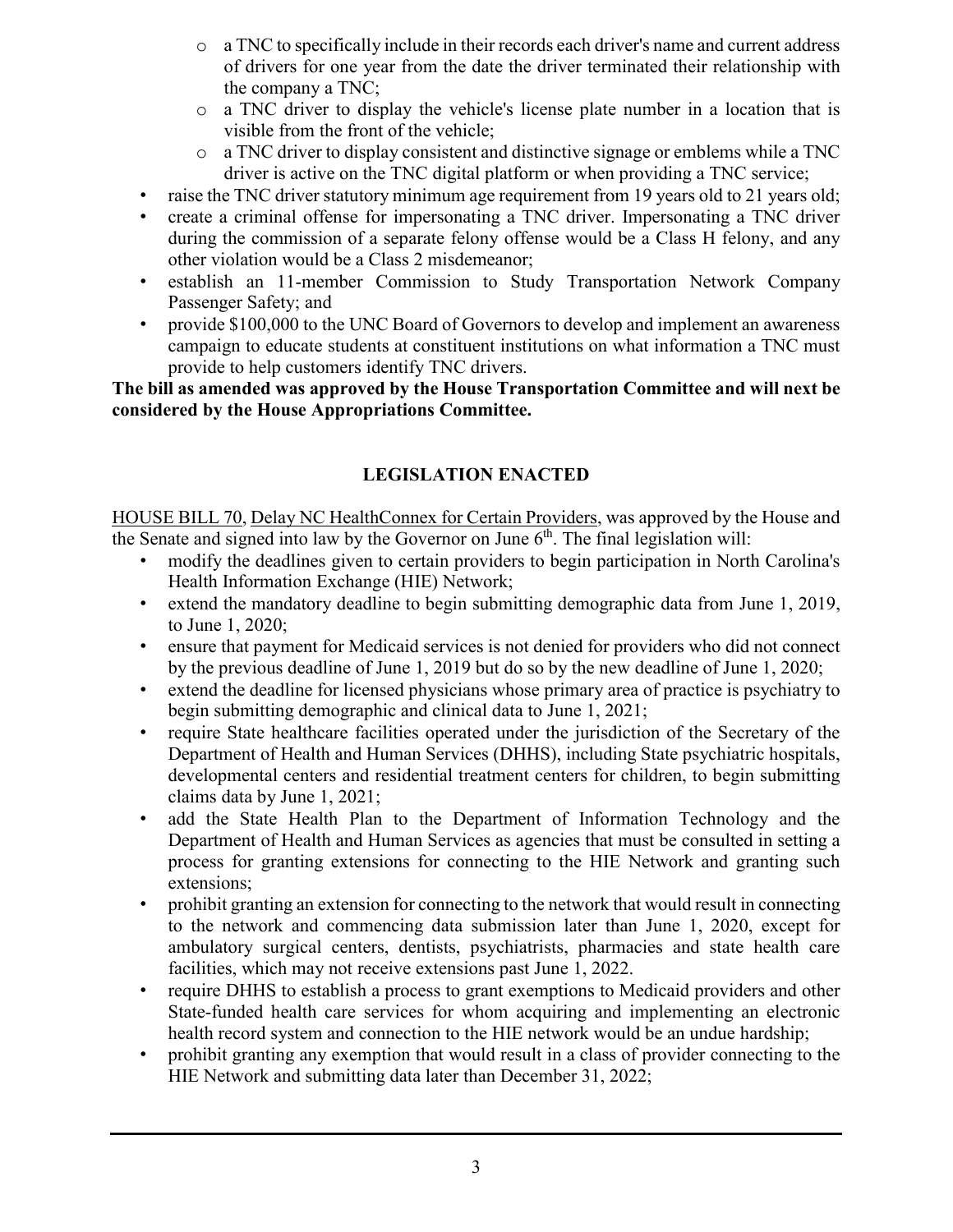- a TNC to specifically include in their records each driver's name and current address of drivers for one year from the date the driver terminated their relationship with the company a TNC;
  - a TNC driver to display the vehicle's license plate number in a location that is visible from the front of the vehicle;
  - a TNC driver to display consistent and distinctive signage or emblems while a TNC driver is active on the TNC digital platform or when providing a TNC service;
- raise the TNC driver statutory minimum age requirement from 19 years old to 21 years old;
- create a criminal offense for impersonating a TNC driver. Impersonating a TNC driver during the commission of a separate felony offense would be a Class H felony, and any other violation would be a Class 2 misdemeanor;
- establish an 11-member Commission to Study Transportation Network Company Passenger Safety; and
- provide $100,000 to the UNC Board of Governors to develop and implement an awareness campaign to educate students at constituent institutions on what information a TNC must provide to help customers identify TNC drivers.

**The bill as amended was approved by the House Transportation Committee and will next be considered by the House Appropriations Committee.**

## LEGISLATION ENACTED

HOUSE BILL 70, Delay NC HealthConnex for Certain Providers, was approved by the House and the Senate and signed into law by the Governor on June 6th. The final legislation will:

- modify the deadlines given to certain providers to begin participation in North Carolina's Health Information Exchange (HIE) Network;
- extend the mandatory deadline to begin submitting demographic data from June 1, 2019, to June 1, 2020;
- ensure that payment for Medicaid services is not denied for providers who did not connect by the previous deadline of June 1, 2019 but do so by the new deadline of June 1, 2020;
- extend the deadline for licensed physicians whose primary area of practice is psychiatry to begin submitting demographic and clinical data to June 1, 2021;
- require State healthcare facilities operated under the jurisdiction of the Secretary of the Department of Health and Human Services (DHHS), including State psychiatric hospitals, developmental centers and residential treatment centers for children, to begin submitting claims data by June 1, 2021;
- add the State Health Plan to the Department of Information Technology and the Department of Health and Human Services as agencies that must be consulted in setting a process for granting extensions for connecting to the HIE Network and granting such extensions;
- prohibit granting an extension for connecting to the network that would result in connecting to the network and commencing data submission later than June 1, 2020, except for ambulatory surgical centers, dentists, psychiatrists, pharmacies and state health care facilities, which may not receive extensions past June 1, 2022.
- require DHHS to establish a process to grant exemptions to Medicaid providers and other State-funded health care services for whom acquiring and implementing an electronic health record system and connection to the HIE network would be an undue hardship;
- prohibit granting any exemption that would result in a class of provider connecting to the HIE Network and submitting data later than December 31, 2022;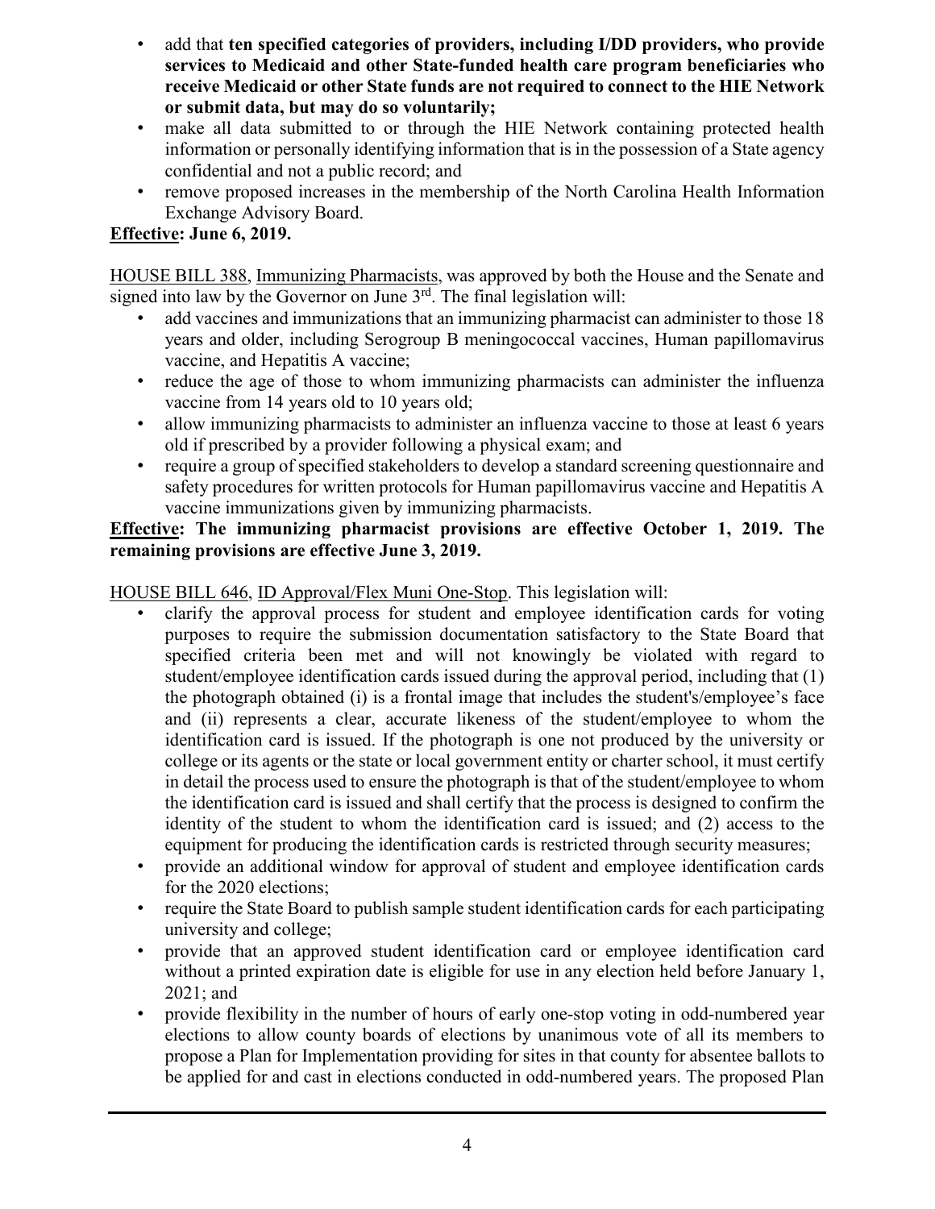- add that **ten specified categories of providers, including I/DD providers, who provide services to Medicaid and other State-funded health care program beneficiaries who receive Medicaid or other State funds are not required to connect to the HIE Network or submit data, but may do so voluntarily;**
- make all data submitted to or through the HIE Network containing protected health information or personally identifying information that is in the possession of a State agency confidential and not a public record; and
- remove proposed increases in the membership of the North Carolina Health Information Exchange Advisory Board.

**Effective: June 6, 2019.**

HOUSE BILL 388, Immunizing Pharmacists, was approved by both the House and the Senate and signed into law by the Governor on June 3rd. The final legislation will:

- add vaccines and immunizations that an immunizing pharmacist can administer to those 18 years and older, including Serogroup B meningococcal vaccines, Human papillomavirus vaccine, and Hepatitis A vaccine;
- reduce the age of those to whom immunizing pharmacists can administer the influenza vaccine from 14 years old to 10 years old;
- allow immunizing pharmacists to administer an influenza vaccine to those at least 6 years old if prescribed by a provider following a physical exam; and
- require a group of specified stakeholders to develop a standard screening questionnaire and safety procedures for written protocols for Human papillomavirus vaccine and Hepatitis A vaccine immunizations given by immunizing pharmacists.

**Effective: The immunizing pharmacist provisions are effective October 1, 2019. The remaining provisions are effective June 3, 2019.**

HOUSE BILL 646, ID Approval/Flex Muni One-Stop. This legislation will:

- clarify the approval process for student and employee identification cards for voting purposes to require the submission documentation satisfactory to the State Board that specified criteria been met and will not knowingly be violated with regard to student/employee identification cards issued during the approval period, including that (1) the photograph obtained (i) is a frontal image that includes the student's/employee's face and (ii) represents a clear, accurate likeness of the student/employee to whom the identification card is issued. If the photograph is one not produced by the university or college or its agents or the state or local government entity or charter school, it must certify in detail the process used to ensure the photograph is that of the student/employee to whom the identification card is issued and shall certify that the process is designed to confirm the identity of the student to whom the identification card is issued; and (2) access to the equipment for producing the identification cards is restricted through security measures;
- provide an additional window for approval of student and employee identification cards for the 2020 elections;
- require the State Board to publish sample student identification cards for each participating university and college;
- provide that an approved student identification card or employee identification card without a printed expiration date is eligible for use in any election held before January 1, 2021; and
- provide flexibility in the number of hours of early one-stop voting in odd-numbered year elections to allow county boards of elections by unanimous vote of all its members to propose a Plan for Implementation providing for sites in that county for absentee ballots to be applied for and cast in elections conducted in odd-numbered years. The proposed Plan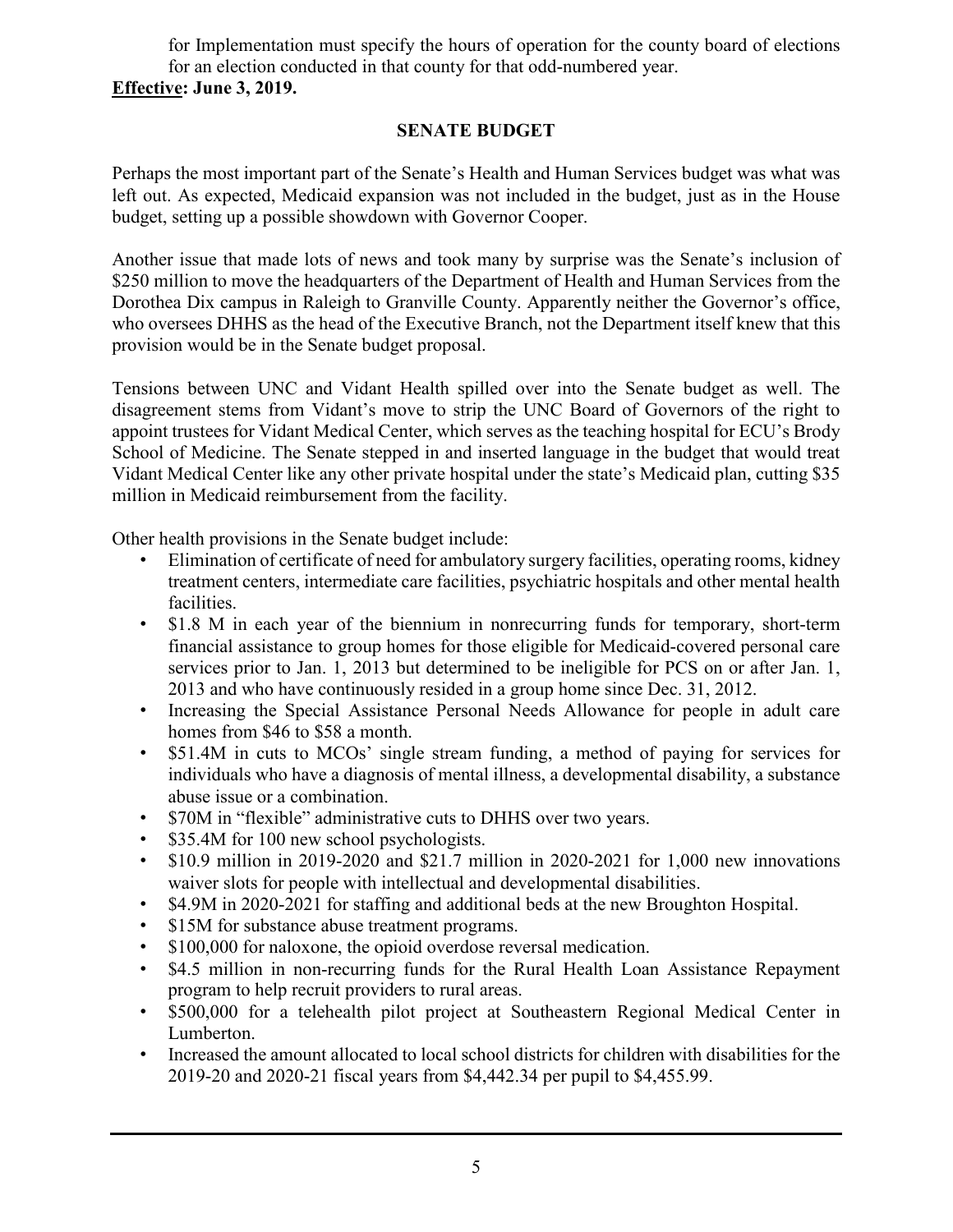for Implementation must specify the hours of operation for the county board of elections for an election conducted in that county for that odd-numbered year.

**Effective: June 3, 2019.**

## SENATE BUDGET

Perhaps the most important part of the Senate's Health and Human Services budget was what was left out. As expected, Medicaid expansion was not included in the budget, just as in the House budget, setting up a possible showdown with Governor Cooper.

Another issue that made lots of news and took many by surprise was the Senate's inclusion of $250 million to move the headquarters of the Department of Health and Human Services from the Dorothea Dix campus in Raleigh to Granville County. Apparently neither the Governor's office, who oversees DHHS as the head of the Executive Branch, not the Department itself knew that this provision would be in the Senate budget proposal.

Tensions between UNC and Vidant Health spilled over into the Senate budget as well. The disagreement stems from Vidant's move to strip the UNC Board of Governors of the right to appoint trustees for Vidant Medical Center, which serves as the teaching hospital for ECU's Brody School of Medicine. The Senate stepped in and inserted language in the budget that would treat Vidant Medical Center like any other private hospital under the state's Medicaid plan, cutting $35 million in Medicaid reimbursement from the facility.

Other health provisions in the Senate budget include:

- Elimination of certificate of need for ambulatory surgery facilities, operating rooms, kidney treatment centers, intermediate care facilities, psychiatric hospitals and other mental health facilities.
- $1.8 M in each year of the biennium in nonrecurring funds for temporary, short-term financial assistance to group homes for those eligible for Medicaid-covered personal care services prior to Jan. 1, 2013 but determined to be ineligible for PCS on or after Jan. 1, 2013 and who have continuously resided in a group home since Dec. 31, 2012.
- Increasing the Special Assistance Personal Needs Allowance for people in adult care homes from $46 to $58 a month.
- $51.4M in cuts to MCOs' single stream funding, a method of paying for services for individuals who have a diagnosis of mental illness, a developmental disability, a substance abuse issue or a combination.
- $70M in "flexible" administrative cuts to DHHS over two years.
- $35.4M for 100 new school psychologists.
- $10.9 million in 2019-2020 and $21.7 million in 2020-2021 for 1,000 new innovations waiver slots for people with intellectual and developmental disabilities.
- $4.9M in 2020-2021 for staffing and additional beds at the new Broughton Hospital.
- $15M for substance abuse treatment programs.
- $100,000 for naloxone, the opioid overdose reversal medication.
- $4.5 million in non-recurring funds for the Rural Health Loan Assistance Repayment program to help recruit providers to rural areas.
- $500,000 for a telehealth pilot project at Southeastern Regional Medical Center in Lumberton.
- Increased the amount allocated to local school districts for children with disabilities for the 2019-20 and 2020-21 fiscal years from $4,442.34 per pupil to $4,455.99.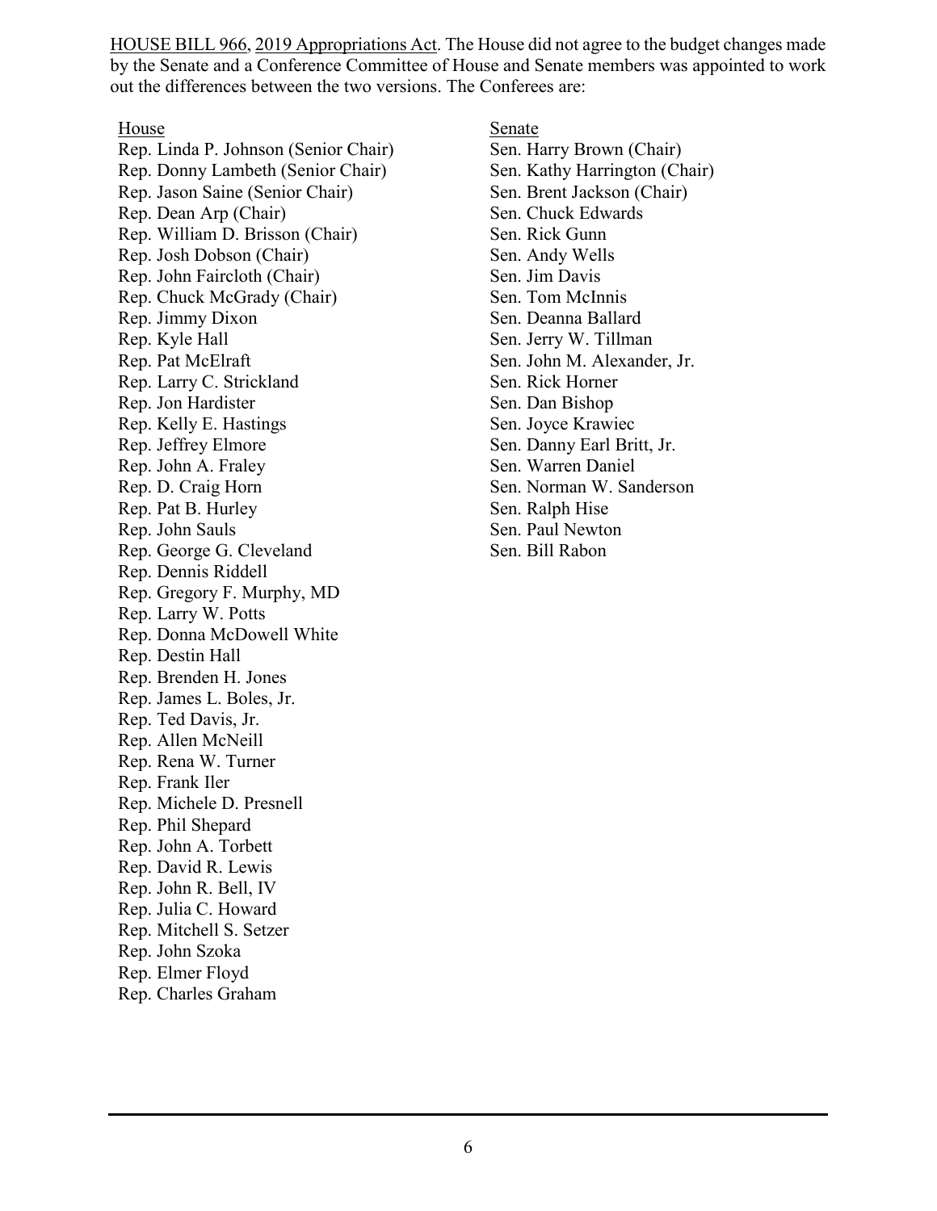HOUSE BILL 966, 2019 Appropriations Act. The House did not agree to the budget changes made by the Senate and a Conference Committee of House and Senate members was appointed to work out the differences between the two versions. The Conferees are:

House

Rep. Linda P. Johnson (Senior Chair)
Rep. Donny Lambeth (Senior Chair)
Rep. Jason Saine (Senior Chair)
Rep. Dean Arp (Chair)
Rep. William D. Brisson (Chair)
Rep. Josh Dobson (Chair)
Rep. John Faircloth (Chair)
Rep. Chuck McGrady (Chair)
Rep. Jimmy Dixon
Rep. Kyle Hall
Rep. Pat McElraft
Rep. Larry C. Strickland
Rep. Jon Hardister
Rep. Kelly E. Hastings
Rep. Jeffrey Elmore
Rep. John A. Fraley
Rep. D. Craig Horn
Rep. Pat B. Hurley
Rep. John Sauls
Rep. George G. Cleveland
Rep. Dennis Riddell
Rep. Gregory F. Murphy, MD
Rep. Larry W. Potts
Rep. Donna McDowell White
Rep. Destin Hall
Rep. Brenden H. Jones
Rep. James L. Boles, Jr.
Rep. Ted Davis, Jr.
Rep. Allen McNeill
Rep. Rena W. Turner
Rep. Frank Iler
Rep. Michele D. Presnell
Rep. Phil Shepard
Rep. John A. Torbett
Rep. David R. Lewis
Rep. John R. Bell, IV
Rep. Julia C. Howard
Rep. Mitchell S. Setzer
Rep. John Szoka
Rep. Elmer Floyd
Rep. Charles Graham

Senate

Sen. Harry Brown (Chair)
Sen. Kathy Harrington (Chair)
Sen. Brent Jackson (Chair)
Sen. Chuck Edwards
Sen. Rick Gunn
Sen. Andy Wells
Sen. Jim Davis
Sen. Tom McInnis
Sen. Deanna Ballard
Sen. Jerry W. Tillman
Sen. John M. Alexander, Jr.
Sen. Rick Horner
Sen. Dan Bishop
Sen. Joyce Krawiec
Sen. Danny Earl Britt, Jr.
Sen. Warren Daniel
Sen. Norman W. Sanderson
Sen. Ralph Hise
Sen. Paul Newton
Sen. Bill Rabon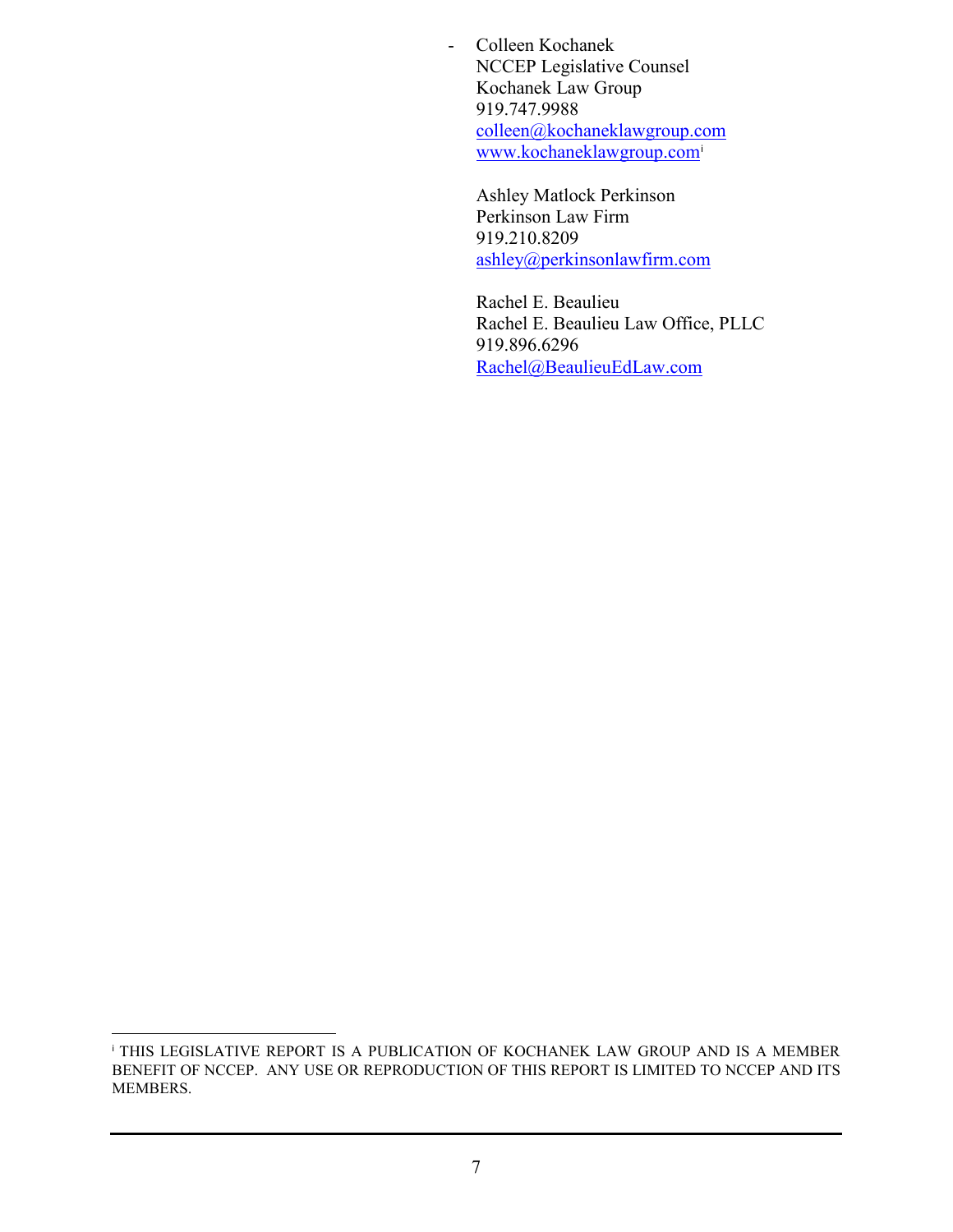- Colleen Kochanek
  NCCEP Legislative Counsel
  Kochanek Law Group
  919.747.9988
  colleen@kochaneklawgroup.com
  www.kochaneklawgroup.com[i]

  Ashley Matlock Perkinson
  Perkinson Law Firm
  919.210.8209
  ashley@perkinsonlawfirm.com

  Rachel E. Beaulieu
  Rachel E. Beaulieu Law Office, PLLC
  919.896.6296
  Rachel@BeaulieuEdLaw.com

---

[i] THIS LEGISLATIVE REPORT IS A PUBLICATION OF KOCHANEK LAW GROUP AND IS A MEMBER BENEFIT OF NCCEP. ANY USE OR REPRODUCTION OF THIS REPORT IS LIMITED TO NCCEP AND ITS MEMBERS.